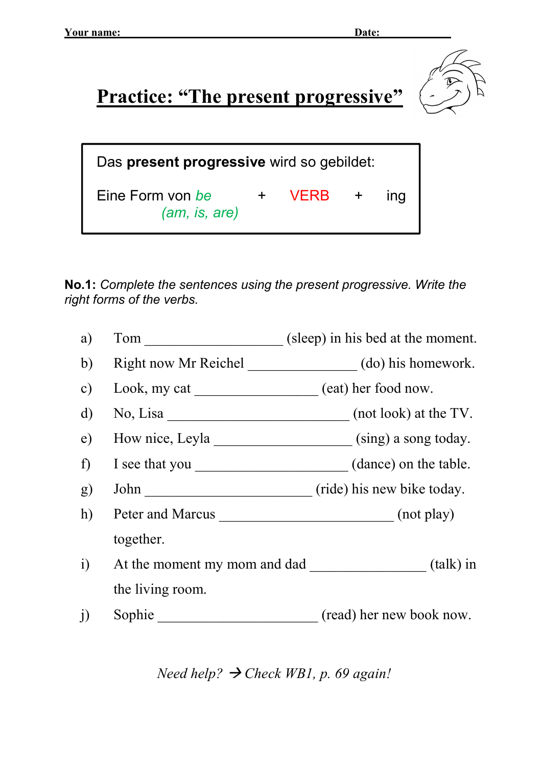**Your name:** ______________________________ **Date:** ____________

# Practice: "The present progressive"

> Das **present progressive** wird so gebildet:
>
> Eine Form von *be* *(am, is, are)* + VERB + ing

**No.1:** *Complete the sentences using the present progressive. Write the right forms of the verbs.*

a) Tom ___________________ (sleep) in his bed at the moment.

b) Right now Mr Reichel _______________ (do) his homework.

c) Look, my cat _________________ (eat) her food now.

d) No, Lisa __________________________ (not look) at the TV.

e) How nice, Leyla ___________________ (sing) a song today.

f) I see that you _____________________ (dance) on the table.

g) John _______________________ (ride) his new bike today.

h) Peter and Marcus ________________________ (not play) together.

i) At the moment my mom and dad ________________ (talk) in the living room.

j) Sophie ______________________ (read) her new book now.

*Need help? → Check WB1, p. 69 again!*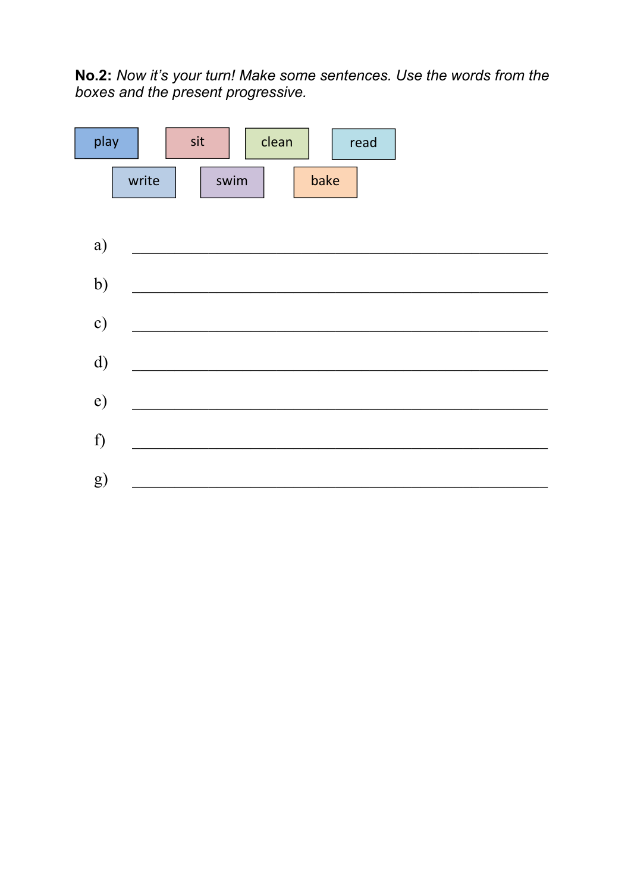**No.2:** *Now it's your turn! Make some sentences. Use the words from the boxes and the present progressive.*

| play | sit | clean | read |
|---|---|---|---|
| write | swim | bake | |

a) ____________________________________________

b) ____________________________________________

c) ____________________________________________

d) ____________________________________________

e) ____________________________________________

f) ____________________________________________

g) ____________________________________________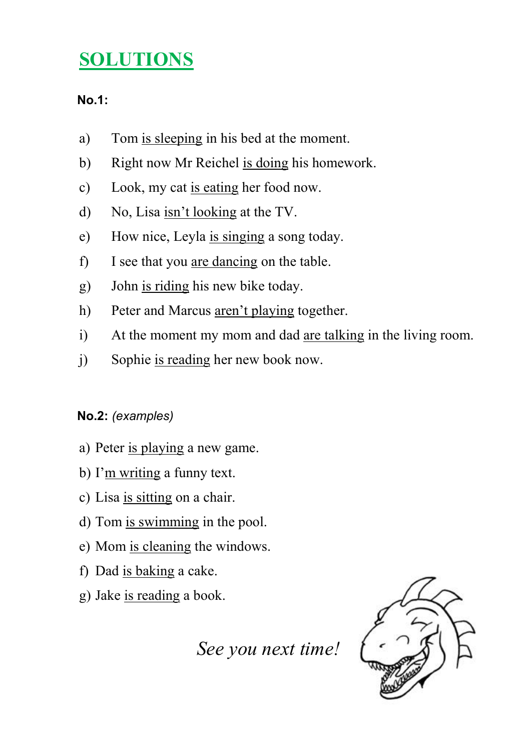# SOLUTIONS

**No.1:**

a) Tom is sleeping in his bed at the moment.

b) Right now Mr Reichel is doing his homework.

c) Look, my cat is eating her food now.

d) No, Lisa isn't looking at the TV.

e) How nice, Leyla is singing a song today.

f) I see that you are dancing on the table.

g) John is riding his new bike today.

h) Peter and Marcus aren't playing together.

i) At the moment my mom and dad are talking in the living room.

j) Sophie is reading her new book now.

**No.2:** *(examples)*

a) Peter is playing a new game.

b) I'm writing a funny text.

c) Lisa is sitting on a chair.

d) Tom is swimming in the pool.

e) Mom is cleaning the windows.

f) Dad is baking a cake.

g) Jake is reading a book.

*See you next time!*